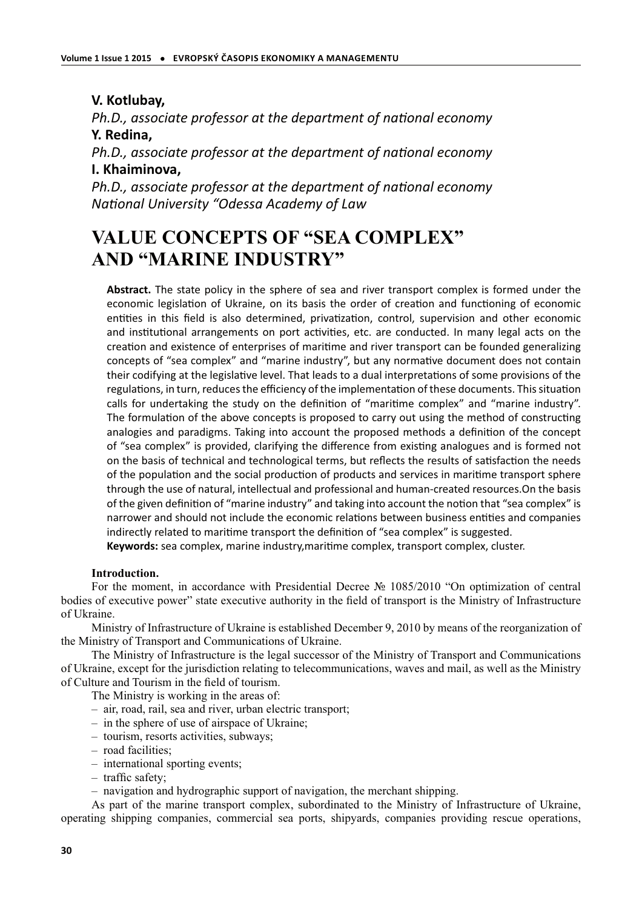**V. Kotlubay,**

*Ph.D., associate professor at the department of national economy*

**Y. Redina,**

*Ph.D., associate professor at the department of national economy*

**I. Khaiminova,**

*Ph.D., associate professor at the department of national economy*

*National University "Odessa Academy of Law*

# VALUE CONCEPTS OF "SEA COMPLEX" AND "MARINE INDUSTRY"

**Abstract.** The state policy in the sphere of sea and river transport complex is formed under the economic legislation of Ukraine, on its basis the order of creation and functioning of economic entities in this field is also determined, privatization, control, supervision and other economic and institutional arrangements on port activities, etc. are conducted. In many legal acts on the creation and existence of enterprises of maritime and river transport can be founded generalizing concepts of "sea complex" and "marine industry", but any normative document does not contain their codifying at the legislative level. That leads to a dual interpretations of some provisions of the regulations, in turn, reduces the efficiency of the implementation of these documents. This situation calls for undertaking the study on the definition of "maritime complex" and "marine industry". The formulation of the above concepts is proposed to carry out using the method of constructing analogies and paradigms. Taking into account the proposed methods a definition of the concept of "sea complex" is provided, clarifying the difference from existing analogues and is formed not on the basis of technical and technological terms, but reflects the results of satisfaction the needs of the population and the social production of products and services in maritime transport sphere through the use of natural, intellectual and professional and human-created resources.On the basis of the given definition of "marine industry" and taking into account the notion that "sea complex" is narrower and should not include the economic relations between business entities and companies indirectly related to maritime transport the definition of "sea complex" is suggested.

**Keywords:** sea complex, marine industry,maritime complex, transport complex, cluster.

**Introduction.**

For the moment, in accordance with Presidential Decree № 1085/2010 "On optimization of central bodies of executive power" state executive authority in the field of transport is the Ministry of Infrastructure of Ukraine.

Ministry of Infrastructure of Ukraine is established December 9, 2010 by means of the reorganization of the Ministry of Transport and Communications of Ukraine.

The Ministry of Infrastructure is the legal successor of the Ministry of Transport and Communications of Ukraine, except for the jurisdiction relating to telecommunications, waves and mail, as well as the Ministry of Culture and Tourism in the field of tourism.

The Ministry is working in the areas of:

- air, road, rail, sea and river, urban electric transport;
- in the sphere of use of airspace of Ukraine;
- tourism, resorts activities, subways;
- road facilities;
- international sporting events;
- traffic safety;
- navigation and hydrographic support of navigation, the merchant shipping.

As part of the marine transport complex, subordinated to the Ministry of Infrastructure of Ukraine, operating shipping companies, commercial sea ports, shipyards, companies providing rescue operations,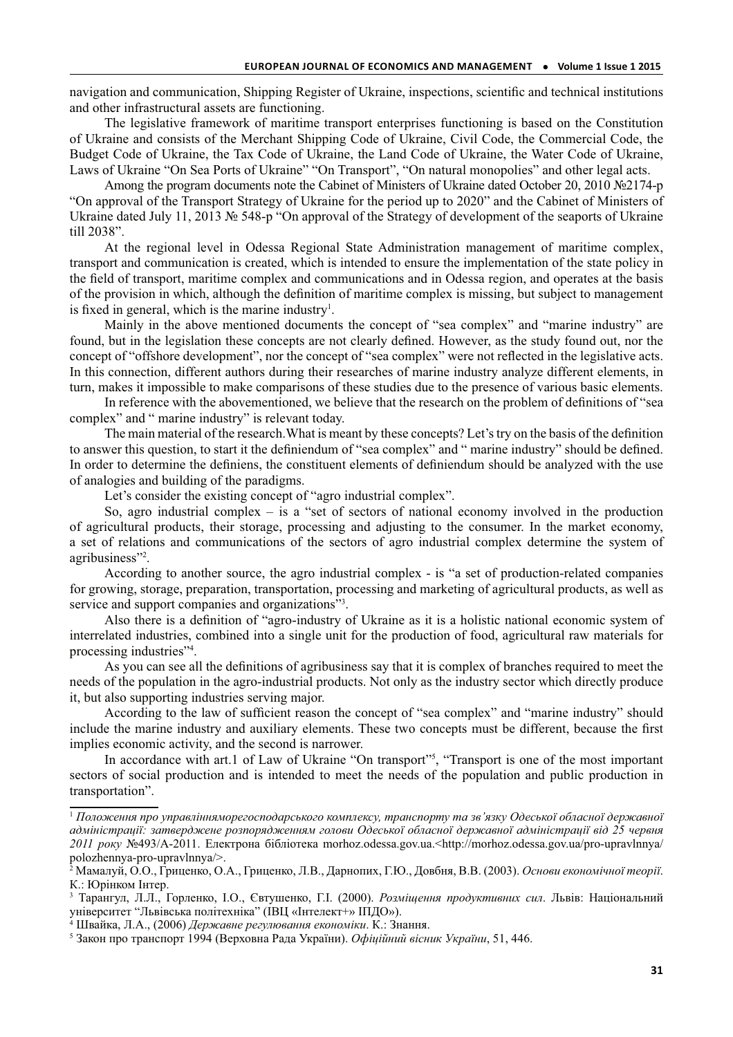navigation and communication, Shipping Register of Ukraine, inspections, scientific and technical institutions and other infrastructural assets are functioning.

The legislative framework of maritime transport enterprises functioning is based on the Constitution of Ukraine and consists of the Merchant Shipping Code of Ukraine, Civil Code, the Commercial Code, the Budget Code of Ukraine, the Tax Code of Ukraine, the Land Code of Ukraine, the Water Code of Ukraine, Laws of Ukraine "On Sea Ports of Ukraine" "On Transport", "On natural monopolies" and other legal acts.

Among the program documents note the Cabinet of Ministers of Ukraine dated October 20, 2010 №2174-р "On approval of the Transport Strategy of Ukraine for the period up to 2020" and the Cabinet of Ministers of Ukraine dated July 11, 2013 № 548-р "On approval of the Strategy of development of the seaports of Ukraine till 2038".

At the regional level in Odessa Regional State Administration management of maritime complex, transport and communication is created, which is intended to ensure the implementation of the state policy in the field of transport, maritime complex and communications and in Odessa region, and operates at the basis of the provision in which, although the definition of maritime complex is missing, but subject to management is fixed in general, which is the marine industry[1].

Mainly in the above mentioned documents the concept of "sea complex" and "marine industry" are found, but in the legislation these concepts are not clearly defined. However, as the study found out, nor the concept of "offshore development", nor the concept of "sea complex" were not reflected in the legislative acts. In this connection, different authors during their researches of marine industry analyze different elements, in turn, makes it impossible to make comparisons of these studies due to the presence of various basic elements.

In reference with the abovementioned, we believe that the research on the problem of definitions of "sea complex" and " marine industry" is relevant today.

The main material of the research.What is meant by these concepts? Let's try on the basis of the definition to answer this question, to start it the definiendum of "sea complex" and " marine industry" should be defined. In order to determine the definiens, the constituent elements of definiendum should be analyzed with the use of analogies and building of the paradigms.

Let's consider the existing concept of "agro industrial complex".

So, agro industrial complex – is a "set of sectors of national economy involved in the production of agricultural products, their storage, processing and adjusting to the consumer. In the market economy, a set of relations and communications of the sectors of agro industrial complex determine the system of agribusiness"[2].

According to another source, the agro industrial complex - is "a set of production-related companies for growing, storage, preparation, transportation, processing and marketing of agricultural products, as well as service and support companies and organizations"[3].

Also there is a definition of "agro-industry of Ukraine as it is a holistic national economic system of interrelated industries, combined into a single unit for the production of food, agricultural raw materials for processing industries"[4].

As you can see all the definitions of agribusiness say that it is complex of branches required to meet the needs of the population in the agro-industrial products. Not only as the industry sector which directly produce it, but also supporting industries serving major.

According to the law of sufficient reason the concept of "sea complex" and "marine industry" should include the marine industry and auxiliary elements. These two concepts must be different, because the first implies economic activity, and the second is narrower.

In accordance with art.1 of Law of Ukraine "On transport"[5], "Transport is one of the most important sectors of social production and is intended to meet the needs of the population and public production in transportation".

---

[1] *Положення про управлінняморегосподарського комплексу, транспорту та зв'язку Одеської обласної державної адміністрації: затверджене розпорядженням голови Одеської обласної державної адміністрації від 25 червня 2011 року* №493/А-2011. Електрона бібліотека morhoz.odessa.gov.ua.<http://morhoz.odessa.gov.ua/pro-upravlnnya/polozhennya-pro-upravlnnya/>.

[2] Мамалуй, О.О., Гриценко, О.А., Гриценко, Л.В., Дарнопих, Г.Ю., Довбня, В.В. (2003). *Основи економічної теорії*. К.: Юрінком Інтер.

[3] Тарангул, Л.Л., Горленко, І.О., Євтушенко, Г.І. (2000). *Розміщення продуктивних сил*. Львів: Національний університет "Львівська політехніка" (ІВЦ «Інтелект+» ІПДО»).

[4] Швайка, Л.А., (2006) *Державне регулювання економіки*. К.: Знання.

[5] Закон про транспорт 1994 (Верховна Рада України). *Офіційний вісник України*, 51, 446.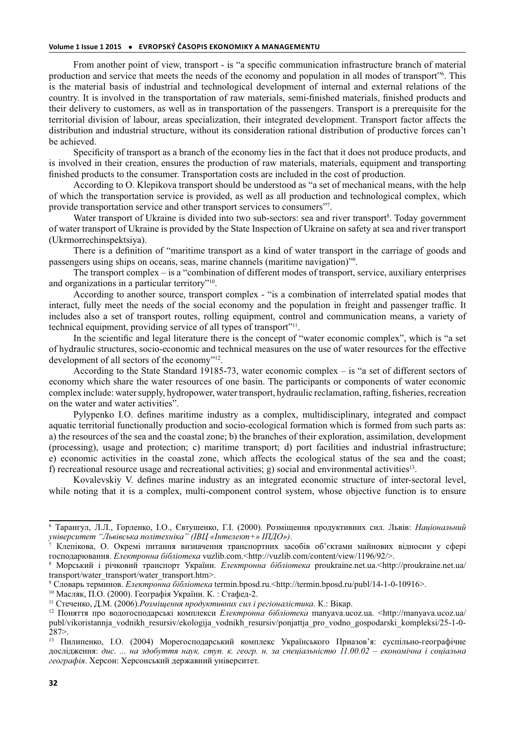From another point of view, transport - is "a specific communication infrastructure branch of material production and service that meets the needs of the economy and population in all modes of transport"[6]. This is the material basis of industrial and technological development of internal and external relations of the country. It is involved in the transportation of raw materials, semi-finished materials, finished products and their delivery to customers, as well as in transportation of the passengers. Transport is a prerequisite for the territorial division of labour, areas specialization, their integrated development. Transport factor affects the distribution and industrial structure, without its consideration rational distribution of productive forces can't be achieved.

Specificity of transport as a branch of the economy lies in the fact that it does not produce products, and is involved in their creation, ensures the production of raw materials, materials, equipment and transporting finished products to the consumer. Transportation costs are included in the cost of production.

According to O. Klepikova transport should be understood as "a set of mechanical means, with the help of which the transportation service is provided, as well as all production and technological complex, which provide transportation service and other transport services to consumers"[7].

Water transport of Ukraine is divided into two sub-sectors: sea and river transport[8]. Today government of water transport of Ukraine is provided by the State Inspection of Ukraine on safety at sea and river transport (Ukrmorrechinspektsiya).

There is a definition of "maritime transport as a kind of water transport in the carriage of goods and passengers using ships on oceans, seas, marine channels (maritime navigation)"[9].

The transport complex – is a "combination of different modes of transport, service, auxiliary enterprises and organizations in a particular territory"[10].

According to another source, transport complex - "is a combination of interrelated spatial modes that interact, fully meet the needs of the social economy and the population in freight and passenger traffic. It includes also a set of transport routes, rolling equipment, control and communication means, a variety of technical equipment, providing service of all types of transport"[11].

In the scientific and legal literature there is the concept of "water economic complex", which is "a set of hydraulic structures, socio-economic and technical measures on the use of water resources for the effective development of all sectors of the economy"[12].

According to the State Standard 19185-73, water economic complex – is "a set of different sectors of economy which share the water resources of one basin. The participants or components of water economic complex include: water supply, hydropower, water transport, hydraulic reclamation, rafting, fisheries, recreation on the water and water activities".

Pylypenko I.O. defines maritime industry as a complex, multidisciplinary, integrated and compact aquatic territorial functionally production and socio-ecological formation which is formed from such parts as: a) the resources of the sea and the coastal zone; b) the branches of their exploration, assimilation, development (processing), usage and protection; c) maritime transport; d) port facilities and industrial infrastructure; e) economic activities in the coastal zone, which affects the ecological status of the sea and the coast; f) recreational resource usage and recreational activities; g) social and environmental activities[13].

Kovalevskiy V. defines marine industry as an integrated economic structure of inter-sectoral level, while noting that it is a complex, multi-component control system, whose objective function is to ensure

---

[6] Тарангул, Л.Л., Горленко, І.О., Євтушенко, Г.І. (2000). Розміщення продуктивних сил. Львів: *Національний університет "Львівська політехніка" (ІВЦ «Інтелект+» ІПДО»)*.

[7] Клепікова, О. Окремі питання визначення транспортних засобів об'єктами майнових відносин у сфері господарювання. *Електронна бібліотека* vuzlib.com.<http://vuzlib.com/content/view/1196/92/>.

[8] Морський і річковий транспорт України. *Електронна бібліотека* proukraine.net.ua.<http://proukraine.net.ua/transport/water_transport/water_transport.htm>.

[9] Словарь терминов. *Електронна бібліотека* termin.bposd.ru.<http://termin.bposd.ru/publ/14-1-0-10916>.

[10] Масляк, П.О. (2000). Географія України. К. : Стафед-2.

[11] Стеченко, Д.М. (2006).*Розміщення продуктивних сил і регіоналістика*. К.: Вікар.

[12] Поняття про водогосподарські комплекси *Електронна бібліотека* manyava.ucoz.ua. <http://manyava.ucoz.ua/publ/vikoristannja_vodnikh_resursiv/ekologija_vodnikh_resursiv/ponjattja_pro_vodno_gospodarski_kompleksi/25-1-0-287>.

[13] Пилипенко, І.О. (2004) Морегосподарський комплекс Українського Приазов'я: суспільно-географічне дослідження: *дис. ... на здобуття наук. ступ. к. геогр. н. за спеціальністю 11.00.02 – економічна і соціальна географія*. Херсон: Херсонський державний університет.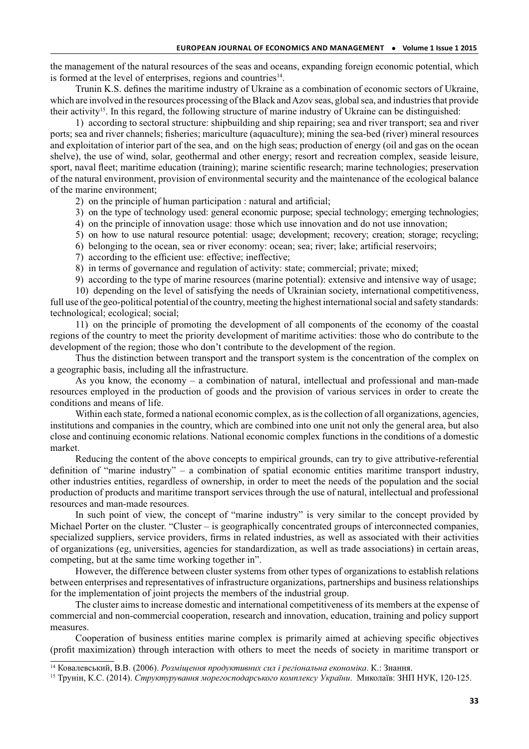the management of the natural resources of the seas and oceans, expanding foreign economic potential, which is formed at the level of enterprises, regions and countries[14].

Trunin K.S. defines the maritime industry of Ukraine as a combination of economic sectors of Ukraine, which are involved in the resources processing of the Black and Azov seas, global sea, and industries that provide their activity[15]. In this regard, the following structure of marine industry of Ukraine can be distinguished:

1) according to sectoral structure: shipbuilding and ship repairing; sea and river transport; sea and river ports; sea and river channels; fisheries; mariculture (aquaculture); mining the sea-bed (river) mineral resources and exploitation of interior part of the sea, and on the high seas; production of energy (oil and gas on the ocean shelve), the use of wind, solar, geothermal and other energy; resort and recreation complex, seaside leisure, sport, naval fleet; maritime education (training); marine scientific research; marine technologies; preservation of the natural environment, provision of environmental security and the maintenance of the ecological balance of the marine environment;

2) on the principle of human participation : natural and artificial;

3) on the type of technology used: general economic purpose; special technology; emerging technologies;

4) on the principle of innovation usage: those which use innovation and do not use innovation;

5) on how to use natural resource potential: usage; development; recovery; creation; storage; recycling;

6) belonging to the ocean, sea or river economy: ocean; sea; river; lake; artificial reservoirs;

7) according to the efficient use: effective; ineffective;

8) in terms of governance and regulation of activity: state; commercial; private; mixed;

9) according to the type of marine resources (marine potential): extensive and intensive way of usage;

10) depending on the level of satisfying the needs of Ukrainian society, international competitiveness, full use of the geo-political potential of the country, meeting the highest international social and safety standards: technological; ecological; social;

11) on the principle of promoting the development of all components of the economy of the coastal regions of the country to meet the priority development of maritime activities: those who do contribute to the development of the region; those who don't contribute to the development of the region.

Thus the distinction between transport and the transport system is the concentration of the complex on a geographic basis, including all the infrastructure.

As you know, the economy – a combination of natural, intellectual and professional and man-made resources employed in the production of goods and the provision of various services in order to create the conditions and means of life.

Within each state, formed a national economic complex, as is the collection of all organizations, agencies, institutions and companies in the country, which are combined into one unit not only the general area, but also close and continuing economic relations. National economic complex functions in the conditions of a domestic market.

Reducing the content of the above concepts to empirical grounds, can try to give attributive-referential definition of "marine industry" – a combination of spatial economic entities maritime transport industry, other industries entities, regardless of ownership, in order to meet the needs of the population and the social production of products and maritime transport services through the use of natural, intellectual and professional resources and man-made resources.

In such point of view, the concept of "marine industry" is very similar to the concept provided by Michael Porter on the cluster. "Cluster – is geographically concentrated groups of interconnected companies, specialized suppliers, service providers, firms in related industries, as well as associated with their activities of organizations (eg, universities, agencies for standardization, as well as trade associations) in certain areas, competing, but at the same time working together in".

However, the difference between cluster systems from other types of organizations to establish relations between enterprises and representatives of infrastructure organizations, partnerships and business relationships for the implementation of joint projects the members of the industrial group.

The cluster aims to increase domestic and international competitiveness of its members at the expense of commercial and non-commercial cooperation, research and innovation, education, training and policy support measures.

Cooperation of business entities marine complex is primarily aimed at achieving specific objectives (profit maximization) through interaction with others to meet the needs of society in maritime transport or

---

[14] Ковалевський, В.В. (2006). *Розміщення продуктивних сил і регіональна економіка*. К.: Знання.

[15] Трунін, К.С. (2014). *Структурування морегосподарського комплексу України*. Миколаїв: ЗНП НУК, 120-125.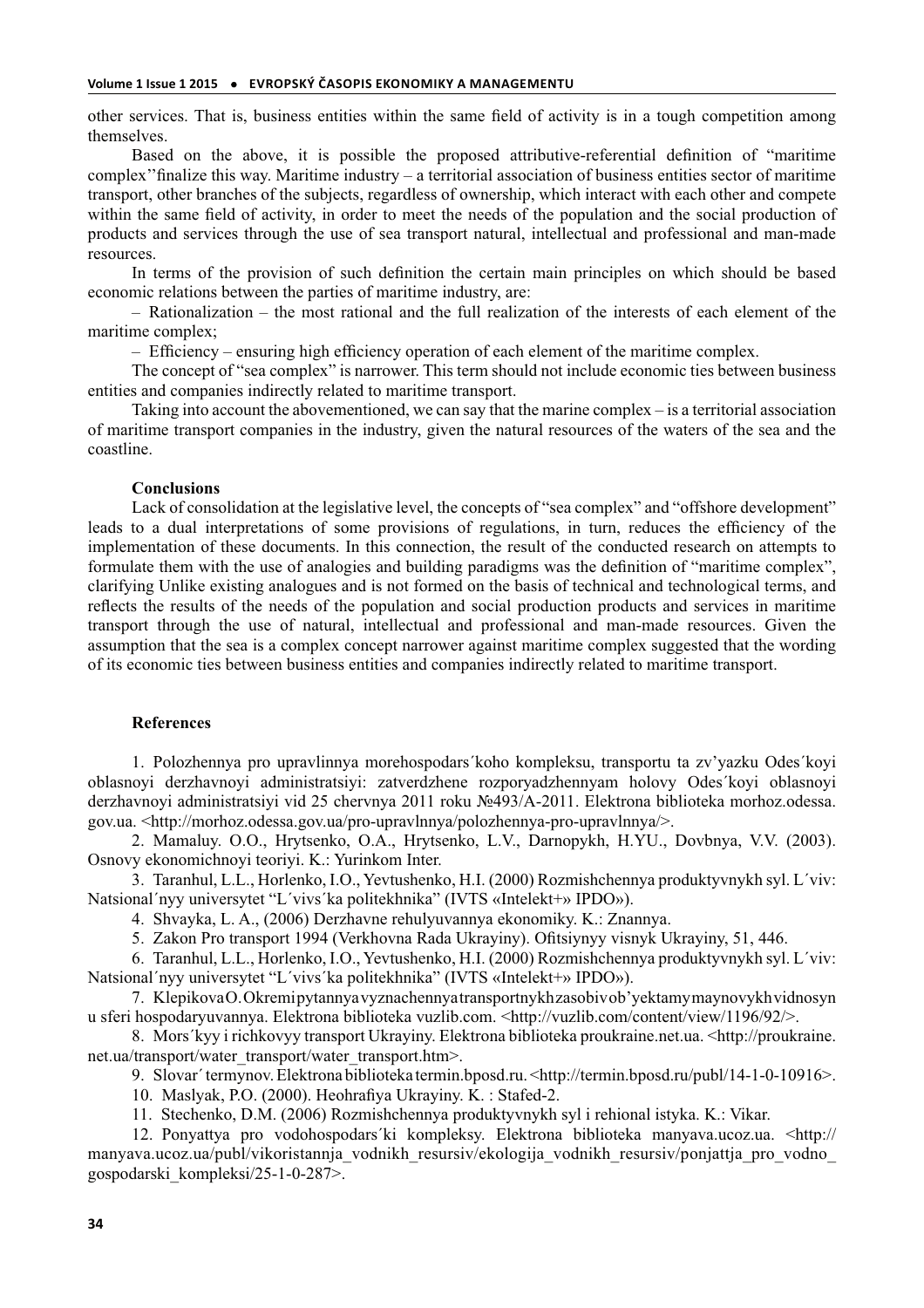other services. That is, business entities within the same field of activity is in a tough competition among themselves.

Based on the above, it is possible the proposed attributive-referential definition of "maritime complex''finalize this way. Maritime industry – a territorial association of business entities sector of maritime transport, other branches of the subjects, regardless of ownership, which interact with each other and compete within the same field of activity, in order to meet the needs of the population and the social production of products and services through the use of sea transport natural, intellectual and professional and man-made resources.

In terms of the provision of such definition the certain main principles on which should be based economic relations between the parties of maritime industry, are:

– Rationalization – the most rational and the full realization of the interests of each element of the maritime complex;

– Efficiency – ensuring high efficiency operation of each element of the maritime complex.

The concept of "sea complex" is narrower. This term should not include economic ties between business entities and companies indirectly related to maritime transport.

Taking into account the abovementioned, we can say that the marine complex – is a territorial association of maritime transport companies in the industry, given the natural resources of the waters of the sea and the coastline.

### Conclusions

Lack of consolidation at the legislative level, the concepts of "sea complex" and "offshore development" leads to a dual interpretations of some provisions of regulations, in turn, reduces the efficiency of the implementation of these documents. In this connection, the result of the conducted research on attempts to formulate them with the use of analogies and building paradigms was the definition of "maritime complex", clarifying Unlike existing analogues and is not formed on the basis of technical and technological terms, and reflects the results of the needs of the population and social production products and services in maritime transport through the use of natural, intellectual and professional and man-made resources. Given the assumption that the sea is a complex concept narrower against maritime complex suggested that the wording of its economic ties between business entities and companies indirectly related to maritime transport.

### References

1. Polozhennya pro upravlinnya morehospodars´koho kompleksu, transportu ta zv'yazku Odes´koyi oblasnoyi derzhavnoyi administratsiyi: zatverdzhene rozporyadzhennyam holovy Odes´koyi oblasnoyi derzhavnoyi administratsiyi vid 25 chervnya 2011 roku №493/A-2011. Elektrona biblioteka morhoz.odessa.gov.ua. <http://morhoz.odessa.gov.ua/pro-upravlnnya/polozhennya-pro-upravlnnya/>.

2. Mamaluy. O.O., Hrytsenko, O.A., Hrytsenko, L.V., Darnopykh, H.YU., Dovbnya, V.V. (2003). Osnovy ekonomichnoyi teoriyi. K.: Yurinkom Inter.

3. Taranhul, L.L., Horlenko, I.O., Yevtushenko, H.I. (2000) Rozmishchennya produktyvnykh syl. L´viv: Natsional´nyy universytet "L´vivs´ka politekhnika" (IVTS «Intelekt+» IPDO»).

4. Shvayka, L. A., (2006) Derzhavne rehulyuvannya ekonomiky. K.: Znannya.

5. Zakon Pro transport 1994 (Verkhovna Rada Ukrayiny). Ofitsiynyy visnyk Ukrayiny, 51, 446.

6. Taranhul, L.L., Horlenko, I.O., Yevtushenko, H.I. (2000) Rozmishchennya produktyvnykh syl. L´viv: Natsional´nyy universytet "L´vivs´ka politekhnika" (IVTS «Intelekt+» IPDO»).

7. Klepikova O. Okremi pytannya vyznachennya transportnykh zasobiv ob'yektamy maynovykh vidnosyn u sferi hospodaryuvannya. Elektrona biblioteka vuzlib.com. <http://vuzlib.com/content/view/1196/92/>.

8. Mors´kyy i richkovyy transport Ukrayiny. Elektrona biblioteka proukraine.net.ua. <http://proukraine.net.ua/transport/water_transport/water_transport.htm>.

9. Slovar´ termynov. Elektrona biblioteka termin.bposd.ru. <http://termin.bposd.ru/publ/14-1-0-10916>.

10. Maslyak, P.O. (2000). Heohrafiya Ukrayiny. K. : Stafed-2.

11. Stechenko, D.M. (2006) Rozmishchennya produktyvnykh syl i rehional istyka. K.: Vikar.

12. Ponyattya pro vodohospodars´ki kompleksy. Elektrona biblioteka manyava.ucoz.ua. <http://manyava.ucoz.ua/publ/vikoristannja_vodnikh_resursiv/ekologija_vodnikh_resursiv/ponjattja_pro_vodno_gospodarski_kompleksi/25-1-0-287>.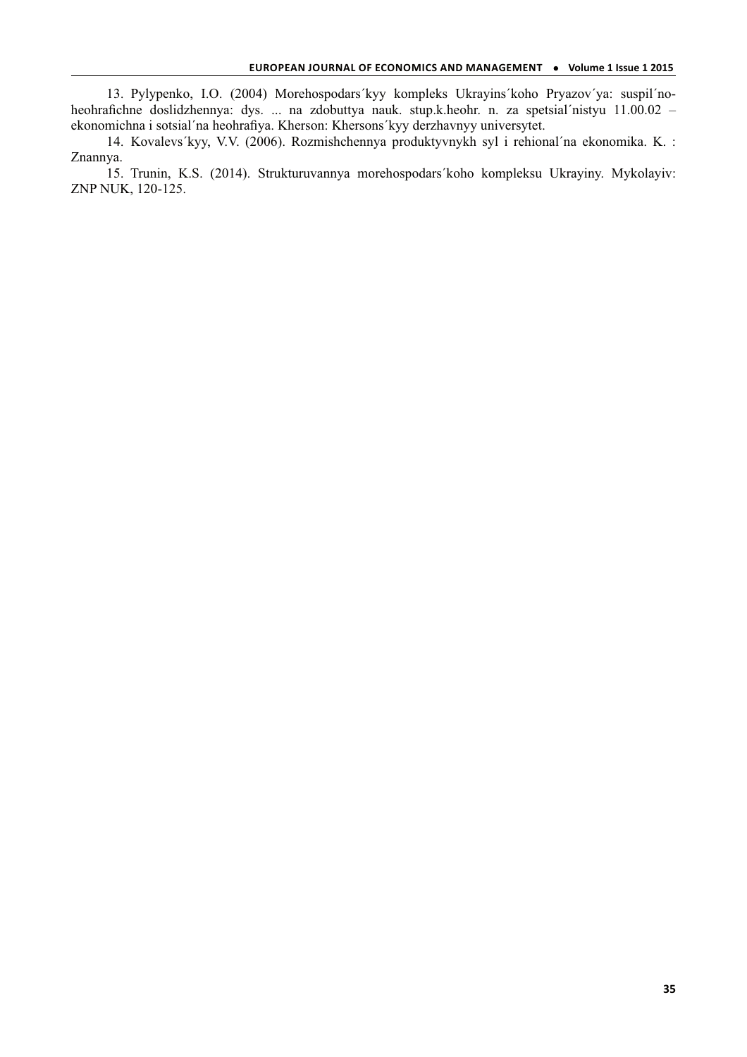13. Pylypenko, I.O. (2004) Morehospodars´kyy kompleks Ukrayins´koho Pryazov´ya: suspil´no-heohrafichne doslidzhennya: dys. ... na zdobuttya nauk. stup.k.heohr. n. za spetsial´nistyu 11.00.02 – ekonomichna i sotsial´na heohrafiya. Kherson: Khersons´kyy derzhavnyy universytet.

14. Kovalevs´kyy, V.V. (2006). Rozmishchennya produktyvnykh syl i rehional´na ekonomika. K. : Znannya.

15. Trunin, K.S. (2014). Strukturuvannya morehospodars´koho kompleksu Ukrayiny. Mykolayiv: ZNP NUK, 120-125.